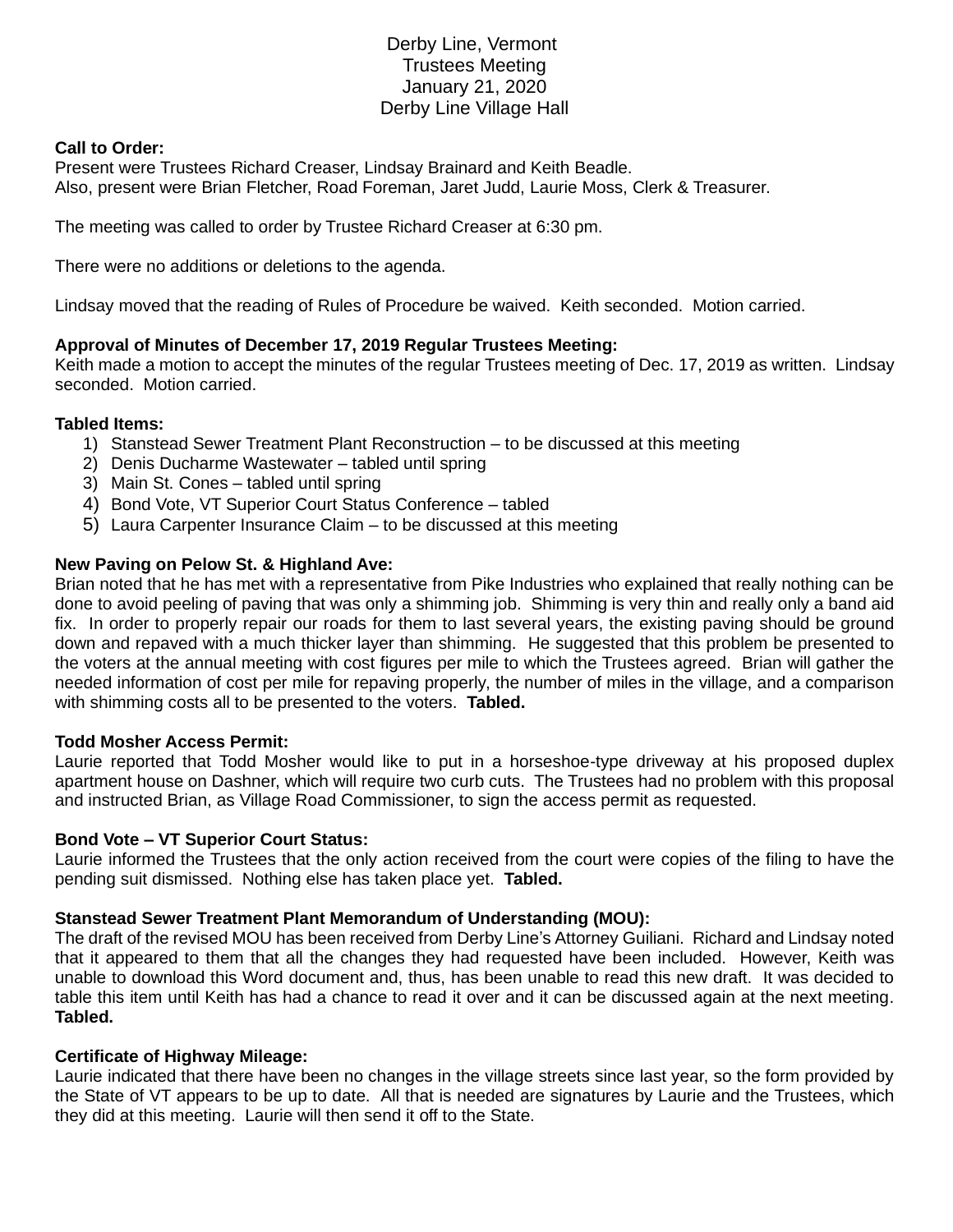# Derby Line, Vermont
## Trustees Meeting
## January 21, 2020
## Derby Line Village Hall

**Call to Order:**
Present were Trustees Richard Creaser, Lindsay Brainard and Keith Beadle.
Also, present were Brian Fletcher, Road Foreman, Jaret Judd, Laurie Moss, Clerk & Treasurer.

The meeting was called to order by Trustee Richard Creaser at 6:30 pm.

There were no additions or deletions to the agenda.

Lindsay moved that the reading of Rules of Procedure be waived. Keith seconded. Motion carried.

**Approval of Minutes of December 17, 2019 Regular Trustees Meeting:**
Keith made a motion to accept the minutes of the regular Trustees meeting of Dec. 17, 2019 as written. Lindsay seconded. Motion carried.

**Tabled Items:**
1) Stanstead Sewer Treatment Plant Reconstruction – to be discussed at this meeting
2) Denis Ducharme Wastewater – tabled until spring
3) Main St. Cones – tabled until spring
4) Bond Vote, VT Superior Court Status Conference – tabled
5) Laura Carpenter Insurance Claim – to be discussed at this meeting

**New Paving on Pelow St. & Highland Ave:**
Brian noted that he has met with a representative from Pike Industries who explained that really nothing can be done to avoid peeling of paving that was only a shimming job. Shimming is very thin and really only a band aid fix. In order to properly repair our roads for them to last several years, the existing paving should be ground down and repaved with a much thicker layer than shimming. He suggested that this problem be presented to the voters at the annual meeting with cost figures per mile to which the Trustees agreed. Brian will gather the needed information of cost per mile for repaving properly, the number of miles in the village, and a comparison with shimming costs all to be presented to the voters. **Tabled.**

**Todd Mosher Access Permit:**
Laurie reported that Todd Mosher would like to put in a horseshoe-type driveway at his proposed duplex apartment house on Dashner, which will require two curb cuts. The Trustees had no problem with this proposal and instructed Brian, as Village Road Commissioner, to sign the access permit as requested.

**Bond Vote – VT Superior Court Status:**
Laurie informed the Trustees that the only action received from the court were copies of the filing to have the pending suit dismissed. Nothing else has taken place yet. **Tabled.**

**Stanstead Sewer Treatment Plant Memorandum of Understanding (MOU):**
The draft of the revised MOU has been received from Derby Line's Attorney Guiliani. Richard and Lindsay noted that it appeared to them that all the changes they had requested have been included. However, Keith was unable to download this Word document and, thus, has been unable to read this new draft. It was decided to table this item until Keith has had a chance to read it over and it can be discussed again at the next meeting. **Tabled.**

**Certificate of Highway Mileage:**
Laurie indicated that there have been no changes in the village streets since last year, so the form provided by the State of VT appears to be up to date. All that is needed are signatures by Laurie and the Trustees, which they did at this meeting. Laurie will then send it off to the State.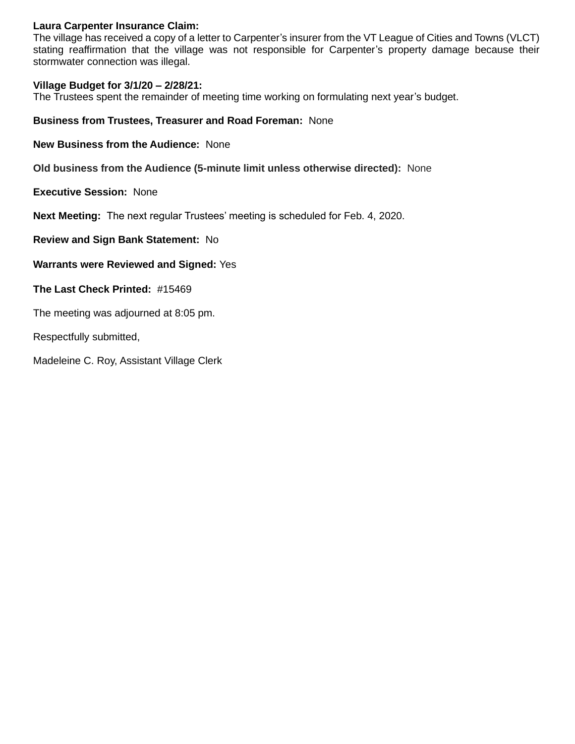**Laura Carpenter Insurance Claim:**
The village has received a copy of a letter to Carpenter's insurer from the VT League of Cities and Towns (VLCT) stating reaffirmation that the village was not responsible for Carpenter's property damage because their stormwater connection was illegal.

**Village Budget for 3/1/20 – 2/28/21:**
The Trustees spent the remainder of meeting time working on formulating next year's budget.

**Business from Trustees, Treasurer and Road Foreman:** None

**New Business from the Audience:** None

**Old business from the Audience (5-minute limit unless otherwise directed):** None

**Executive Session:** None

**Next Meeting:** The next regular Trustees' meeting is scheduled for Feb. 4, 2020.

**Review and Sign Bank Statement:** No

**Warrants were Reviewed and Signed:** Yes

**The Last Check Printed:** #15469

The meeting was adjourned at 8:05 pm.

Respectfully submitted,

Madeleine C. Roy, Assistant Village Clerk